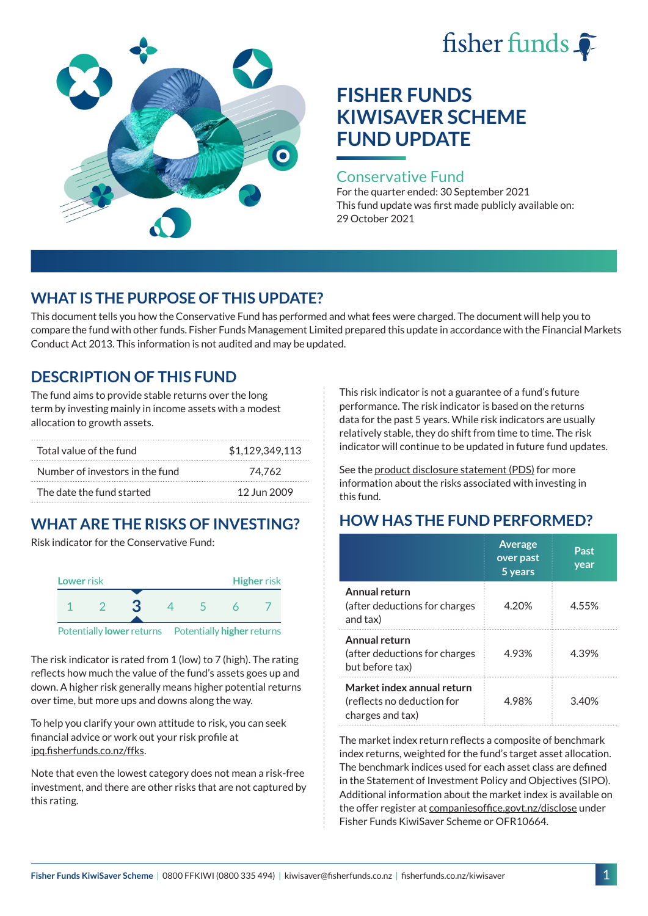fisher funds

# FISHER FUNDS KIWISAVER SCHEME FUND UPDATE

## Conservative Fund

For the quarter ended: 30 September 2021
This fund update was first made publicly available on: 29 October 2021

## WHAT IS THE PURPOSE OF THIS UPDATE?

This document tells you how the Conservative Fund has performed and what fees were charged. The document will help you to compare the fund with other funds. Fisher Funds Management Limited prepared this update in accordance with the Financial Markets Conduct Act 2013. This information is not audited and may be updated.

## DESCRIPTION OF THIS FUND

The fund aims to provide stable returns over the long term by investing mainly in income assets with a modest allocation to growth assets.

| | |
|---|---|
| Total value of the fund | $1,129,349,113 |
| Number of investors in the fund | 74,762 |
| The date the fund started | 12 Jun 2009 |

## WHAT ARE THE RISKS OF INVESTING?

Risk indicator for the Conservative Fund:

Lower risk — Higher risk

1 2 **3** 4 5 6 7

Potentially **lower** returns — Potentially **higher** returns

The risk indicator is rated from 1 (low) to 7 (high). The rating reflects how much the value of the fund's assets goes up and down. A higher risk generally means higher potential returns over time, but more ups and downs along the way.

To help you clarify your own attitude to risk, you can seek financial advice or work out your risk profile at ipq.fisherfunds.co.nz/ffks.

Note that even the lowest category does not mean a risk-free investment, and there are other risks that are not captured by this rating.

This risk indicator is not a guarantee of a fund's future performance. The risk indicator is based on the returns data for the past 5 years. While risk indicators are usually relatively stable, they do shift from time to time. The risk indicator will continue to be updated in future fund updates.

See the product disclosure statement (PDS) for more information about the risks associated with investing in this fund.

## HOW HAS THE FUND PERFORMED?

| | Average over past 5 years | Past year |
|---|---|---|
| **Annual return** (after deductions for charges and tax) | 4.20% | 4.55% |
| **Annual return** (after deductions for charges but before tax) | 4.93% | 4.39% |
| **Market index annual return** (reflects no deduction for charges and tax) | 4.98% | 3.40% |

The market index return reflects a composite of benchmark index returns, weighted for the fund's target asset allocation. The benchmark indices used for each asset class are defined in the Statement of Investment Policy and Objectives (SIPO). Additional information about the market index is available on the offer register at companiesoffice.govt.nz/disclose under Fisher Funds KiwiSaver Scheme or OFR10664.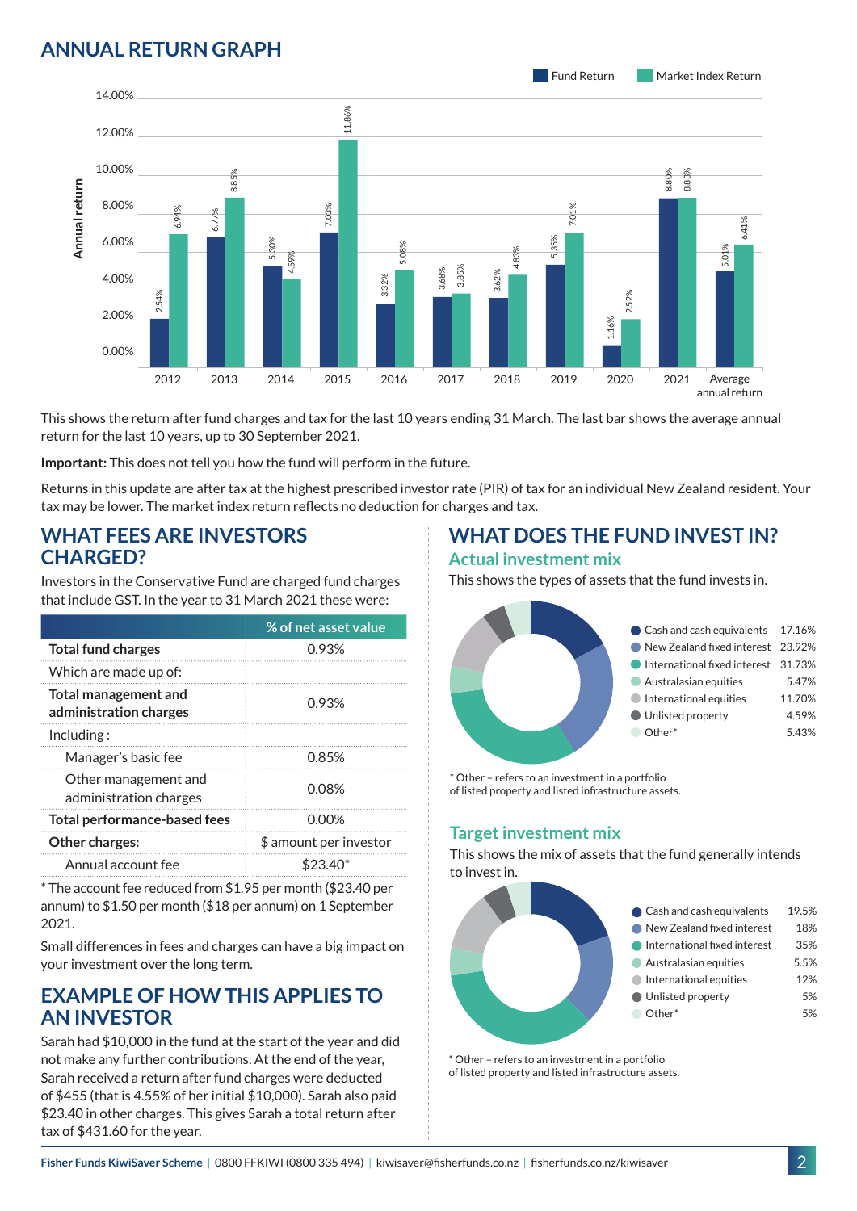## ANNUAL RETURN GRAPH

| Year | Fund Return | Market Index Return |
|---|---|---|
| 2012 | 2.54% | 6.94% |
| 2013 | 6.77% | 8.85% |
| 2014 | 5.30% | 4.59% |
| 2015 | 7.03% | 11.86% |
| 2016 | 3.32% | 5.08% |
| 2017 | 3.68% | 3.85% |
| 2018 | 3.62% | 4.83% |
| 2019 | 5.35% | 7.01% |
| 2020 | 1.16% | 2.52% |
| 2021 | 8.80% | 8.83% |
| Average annual return | 5.01% | 6.41% |

This shows the return after fund charges and tax for the last 10 years ending 31 March. The last bar shows the average annual return for the last 10 years, up to 30 September 2021.

**Important:** This does not tell you how the fund will perform in the future.

Returns in this update are after tax at the highest prescribed investor rate (PIR) of tax for an individual New Zealand resident. Your tax may be lower. The market index return reflects no deduction for charges and tax.

## WHAT FEES ARE INVESTORS CHARGED?

Investors in the Conservative Fund are charged fund charges that include GST. In the year to 31 March 2021 these were:

| | % of net asset value |
|---|---|
| **Total fund charges** | 0.93% |
| Which are made up of: | |
| **Total management and administration charges** | 0.93% |
| Including: | |
| Manager's basic fee | 0.85% |
| Other management and administration charges | 0.08% |
| **Total performance-based fees** | 0.00% |
| **Other charges:** | $ amount per investor |
| Annual account fee | $23.40* |

* The account fee reduced from $1.95 per month ($23.40 per annum) to $1.50 per month ($18 per annum) on 1 September 2021.

Small differences in fees and charges can have a big impact on your investment over the long term.

## EXAMPLE OF HOW THIS APPLIES TO AN INVESTOR

Sarah had $10,000 in the fund at the start of the year and did not make any further contributions. At the end of the year, Sarah received a return after fund charges were deducted of $455 (that is 4.55% of her initial $10,000). Sarah also paid $23.40 in other charges. This gives Sarah a total return after tax of $431.60 for the year.

## WHAT DOES THE FUND INVEST IN?

### Actual investment mix

This shows the types of assets that the fund invests in.

| Asset | % |
|---|---|
| Cash and cash equivalents | 17.16% |
| New Zealand fixed interest | 23.92% |
| International fixed interest | 31.73% |
| Australasian equities | 5.47% |
| International equities | 11.70% |
| Unlisted property | 4.59% |
| Other* | 5.43% |

* Other – refers to an investment in a portfolio of listed property and listed infrastructure assets.

### Target investment mix

This shows the mix of assets that the fund generally intends to invest in.

| Asset | % |
|---|---|
| Cash and cash equivalents | 19.5% |
| New Zealand fixed interest | 18% |
| International fixed interest | 35% |
| Australasian equities | 5.5% |
| International equities | 12% |
| Unlisted property | 5% |
| Other* | 5% |

* Other – refers to an investment in a portfolio of listed property and listed infrastructure assets.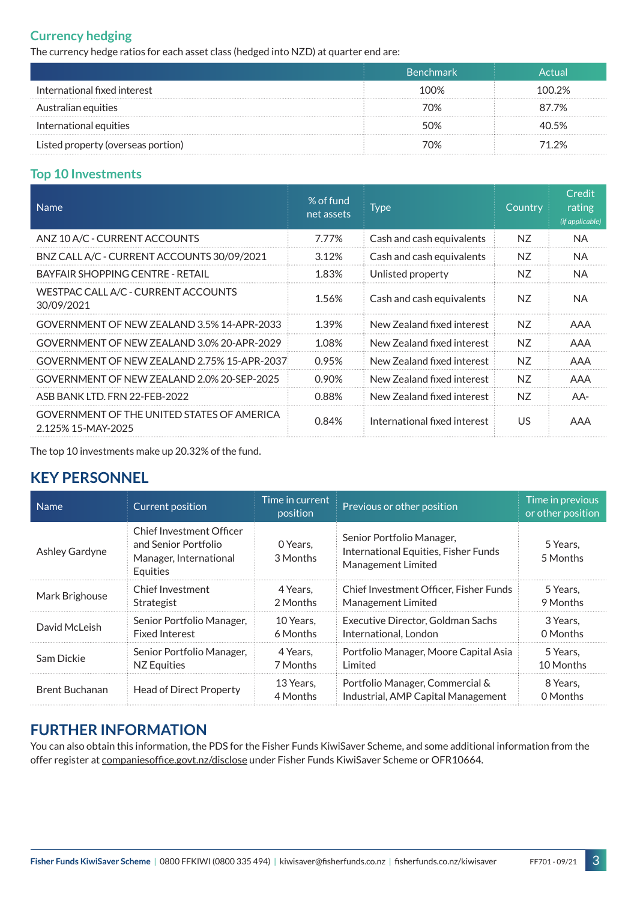## Currency hedging

The currency hedge ratios for each asset class (hedged into NZD) at quarter end are:

| | Benchmark | Actual |
|---|---|---|
| International fixed interest | 100% | 100.2% |
| Australian equities | 70% | 87.7% |
| International equities | 50% | 40.5% |
| Listed property (overseas portion) | 70% | 71.2% |

## Top 10 Investments

| Name | % of fund net assets | Type | Country | Credit rating *(if applicable)* |
|---|---|---|---|---|
| ANZ 10 A/C - CURRENT ACCOUNTS | 7.77% | Cash and cash equivalents | NZ | NA |
| BNZ CALL A/C - CURRENT ACCOUNTS 30/09/2021 | 3.12% | Cash and cash equivalents | NZ | NA |
| BAYFAIR SHOPPING CENTRE - RETAIL | 1.83% | Unlisted property | NZ | NA |
| WESTPAC CALL A/C - CURRENT ACCOUNTS 30/09/2021 | 1.56% | Cash and cash equivalents | NZ | NA |
| GOVERNMENT OF NEW ZEALAND 3.5% 14-APR-2033 | 1.39% | New Zealand fixed interest | NZ | AAA |
| GOVERNMENT OF NEW ZEALAND 3.0% 20-APR-2029 | 1.08% | New Zealand fixed interest | NZ | AAA |
| GOVERNMENT OF NEW ZEALAND 2.75% 15-APR-2037 | 0.95% | New Zealand fixed interest | NZ | AAA |
| GOVERNMENT OF NEW ZEALAND 2.0% 20-SEP-2025 | 0.90% | New Zealand fixed interest | NZ | AAA |
| ASB BANK LTD. FRN 22-FEB-2022 | 0.88% | New Zealand fixed interest | NZ | AA- |
| GOVERNMENT OF THE UNITED STATES OF AMERICA 2.125% 15-MAY-2025 | 0.84% | International fixed interest | US | AAA |

The top 10 investments make up 20.32% of the fund.

# KEY PERSONNEL

| Name | Current position | Time in current position | Previous or other position | Time in previous or other position |
|---|---|---|---|---|
| Ashley Gardyne | Chief Investment Officer and Senior Portfolio Manager, International Equities | 0 Years, 3 Months | Senior Portfolio Manager, International Equities, Fisher Funds Management Limited | 5 Years, 5 Months |
| Mark Brighouse | Chief Investment Strategist | 4 Years, 2 Months | Chief Investment Officer, Fisher Funds Management Limited | 5 Years, 9 Months |
| David McLeish | Senior Portfolio Manager, Fixed Interest | 10 Years, 6 Months | Executive Director, Goldman Sachs International, London | 3 Years, 0 Months |
| Sam Dickie | Senior Portfolio Manager, NZ Equities | 4 Years, 7 Months | Portfolio Manager, Moore Capital Asia Limited | 5 Years, 10 Months |
| Brent Buchanan | Head of Direct Property | 13 Years, 4 Months | Portfolio Manager, Commercial & Industrial, AMP Capital Management | 8 Years, 0 Months |

# FURTHER INFORMATION

You can also obtain this information, the PDS for the Fisher Funds KiwiSaver Scheme, and some additional information from the offer register at companiesoffice.govt.nz/disclose under Fisher Funds KiwiSaver Scheme or OFR10664.